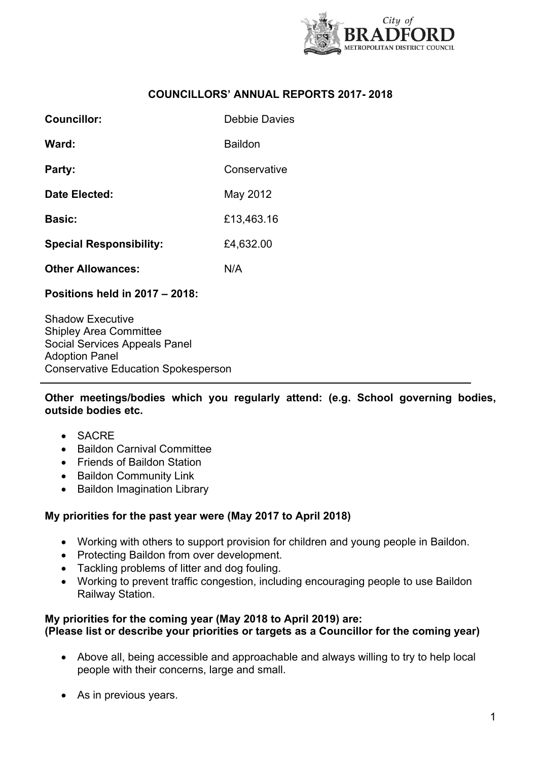City of BRADFORD
METROPOLITAN DISTRICT COUNCIL

## COUNCILLORS' ANNUAL REPORTS 2017- 2018

| | |
|---|---|
| **Councillor:** | Debbie Davies |
| **Ward:** | Baildon |
| **Party:** | Conservative |
| **Date Elected:** | May 2012 |
| **Basic:** | £13,463.16 |
| **Special Responsibility:** | £4,632.00 |
| **Other Allowances:** | N/A |

**Positions held in 2017 – 2018:**

Shadow Executive
Shipley Area Committee
Social Services Appeals Panel
Adoption Panel
Conservative Education Spokesperson

---

**Other meetings/bodies which you regularly attend: (e.g. School governing bodies, outside bodies etc.**

- SACRE
- Baildon Carnival Committee
- Friends of Baildon Station
- Baildon Community Link
- Baildon Imagination Library

**My priorities for the past year were (May 2017 to April 2018)**

- Working with others to support provision for children and young people in Baildon.
- Protecting Baildon from over development.
- Tackling problems of litter and dog fouling.
- Working to prevent traffic congestion, including encouraging people to use Baildon Railway Station.

**My priorities for the coming year (May 2018 to April 2019) are:**
**(Please list or describe your priorities or targets as a Councillor for the coming year)**

- Above all, being accessible and approachable and always willing to try to help local people with their concerns, large and small.

- As in previous years.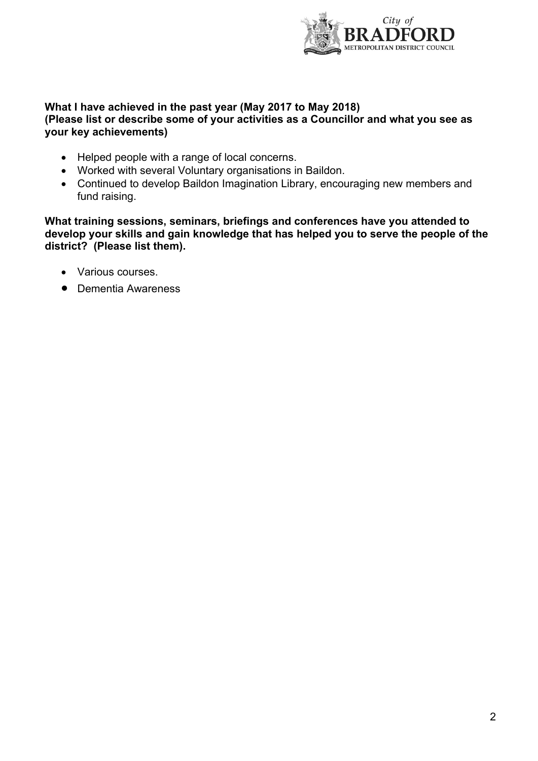**What I have achieved in the past year (May 2017 to May 2018)**
**(Please list or describe some of your activities as a Councillor and what you see as your key achievements)**

- Helped people with a range of local concerns.
- Worked with several Voluntary organisations in Baildon.
- Continued to develop Baildon Imagination Library, encouraging new members and fund raising.

**What training sessions, seminars, briefings and conferences have you attended to develop your skills and gain knowledge that has helped you to serve the people of the district? (Please list them).**

- Various courses.
- Dementia Awareness